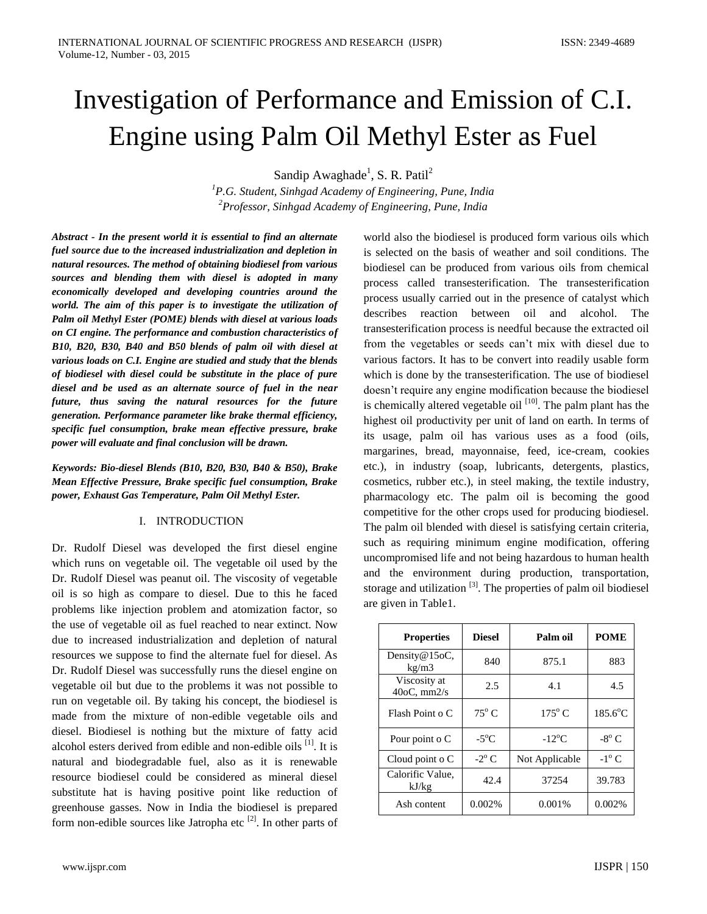# Investigation of Performance and Emission of C.I. Engine using Palm Oil Methyl Ester as Fuel

Sandip Awaghade[1], S. R. Patil[2]

[1]*P.G. Student, Sinhgad Academy of Engineering, Pune, India*
[2]*Professor, Sinhgad Academy of Engineering, Pune, India*

***Abstract - In the present world it is essential to find an alternate fuel source due to the increased industrialization and depletion in natural resources. The method of obtaining biodiesel from various sources and blending them with diesel is adopted in many economically developed and developing countries around the world. The aim of this paper is to investigate the utilization of Palm oil Methyl Ester (POME) blends with diesel at various loads on CI engine. The performance and combustion characteristics of B10, B20, B30, B40 and B50 blends of palm oil with diesel at various loads on C.I. Engine are studied and study that the blends of biodiesel with diesel could be substitute in the place of pure diesel and be used as an alternate source of fuel in the near future, thus saving the natural resources for the future generation. Performance parameter like brake thermal efficiency, specific fuel consumption, brake mean effective pressure, brake power will evaluate and final conclusion will be drawn.***

***Keywords: Bio-diesel Blends (B10, B20, B30, B40 & B50), Brake Mean Effective Pressure, Brake specific fuel consumption, Brake power, Exhaust Gas Temperature, Palm Oil Methyl Ester.***

## I. INTRODUCTION

Dr. Rudolf Diesel was developed the first diesel engine which runs on vegetable oil. The vegetable oil used by the Dr. Rudolf Diesel was peanut oil. The viscosity of vegetable oil is so high as compare to diesel. Due to this he faced problems like injection problem and atomization factor, so the use of vegetable oil as fuel reached to near extinct. Now due to increased industrialization and depletion of natural resources we suppose to find the alternate fuel for diesel. As Dr. Rudolf Diesel was successfully runs the diesel engine on vegetable oil but due to the problems it was not possible to run on vegetable oil. By taking his concept, the biodiesel is made from the mixture of non-edible vegetable oils and diesel. Biodiesel is nothing but the mixture of fatty acid alcohol esters derived from edible and non-edible oils [1]. It is natural and biodegradable fuel, also as it is renewable resource biodiesel could be considered as mineral diesel substitute hat is having positive point like reduction of greenhouse gasses. Now in India the biodiesel is prepared form non-edible sources like Jatropha etc [2]. In other parts of world also the biodiesel is produced form various oils which is selected on the basis of weather and soil conditions. The biodiesel can be produced from various oils from chemical process called transesterification. The transesterification process usually carried out in the presence of catalyst which describes reaction between oil and alcohol. The transesterification process is needful because the extracted oil from the vegetables or seeds can't mix with diesel due to various factors. It has to be convert into readily usable form which is done by the transesterification. The use of biodiesel doesn't require any engine modification because the biodiesel is chemically altered vegetable oil [10]. The palm plant has the highest oil productivity per unit of land on earth. In terms of its usage, palm oil has various uses as a food (oils, margarines, bread, mayonnaise, feed, ice-cream, cookies etc.), in industry (soap, lubricants, detergents, plastics, cosmetics, rubber etc.), in steel making, the textile industry, pharmacology etc. The palm oil is becoming the good competitive for the other crops used for producing biodiesel. The palm oil blended with diesel is satisfying certain criteria, such as requiring minimum engine modification, offering uncompromised life and not being hazardous to human health and the environment during production, transportation, storage and utilization [3]. The properties of palm oil biodiesel are given in Table1.

| Properties | Diesel | Palm oil | POME |
|---|---|---|---|
| Density@15oC, kg/m3 | 840 | 875.1 | 883 |
| Viscosity at 40oC, mm2/s | 2.5 | 4.1 | 4.5 |
| Flash Point o C | 75° C | 175° C | 185.6°C |
| Pour point o C | -5°C | -12°C | -8° C |
| Cloud point o C | -2° C | Not Applicable | -1° C |
| Calorific Value, kJ/kg | 42.4 | 37254 | 39.783 |
| Ash content | 0.002% | 0.001% | 0.002% |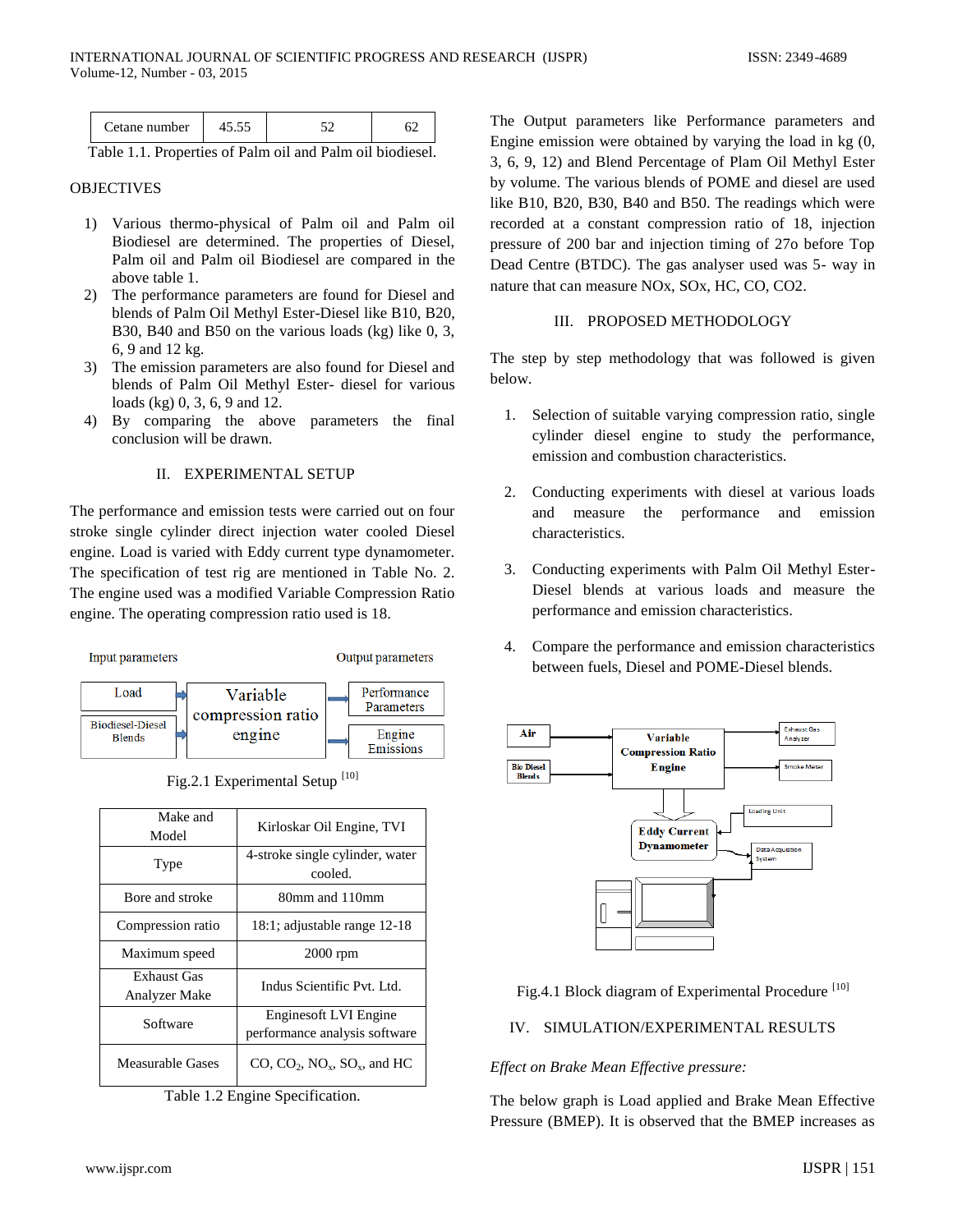| Cetane number | 45.55 | 52 | 62 |
|---|---|---|---|

Table 1.1. Properties of Palm oil and Palm oil biodiesel.

OBJECTIVES

1) Various thermo-physical of Palm oil and Palm oil Biodiesel are determined. The properties of Diesel, Palm oil and Palm oil Biodiesel are compared in the above table 1.
2) The performance parameters are found for Diesel and blends of Palm Oil Methyl Ester-Diesel like B10, B20, B30, B40 and B50 on the various loads (kg) like 0, 3, 6, 9 and 12 kg.
3) The emission parameters are also found for Diesel and blends of Palm Oil Methyl Ester- diesel for various loads (kg) 0, 3, 6, 9 and 12.
4) By comparing the above parameters the final conclusion will be drawn.

## II. EXPERIMENTAL SETUP

The performance and emission tests were carried out on four stroke single cylinder direct injection water cooled Diesel engine. Load is varied with Eddy current type dynamometer. The specification of test rig are mentioned in Table No. 2. The engine used was a modified Variable Compression Ratio engine. The operating compression ratio used is 18.

Fig.2.1 Experimental Setup [10]

| Make and Model | Kirloskar Oil Engine, TVI |
|---|---|
| Type | 4-stroke single cylinder, water cooled. |
| Bore and stroke | 80mm and 110mm |
| Compression ratio | 18:1; adjustable range 12-18 |
| Maximum speed | 2000 rpm |
| Exhaust Gas Analyzer Make | Indus Scientific Pvt. Ltd. |
| Software | Enginesoft LVI Engine performance analysis software |
| Measurable Gases | CO, $CO_2$, $NO_x$, $SO_x$, and HC |

Table 1.2 Engine Specification.

The Output parameters like Performance parameters and Engine emission were obtained by varying the load in kg (0, 3, 6, 9, 12) and Blend Percentage of Plam Oil Methyl Ester by volume. The various blends of POME and diesel are used like B10, B20, B30, B40 and B50. The readings which were recorded at a constant compression ratio of 18, injection pressure of 200 bar and injection timing of 27o before Top Dead Centre (BTDC). The gas analyser used was 5- way in nature that can measure NOx, SOx, HC, CO, CO2.

## III. PROPOSED METHODOLOGY

The step by step methodology that was followed is given below.

1. Selection of suitable varying compression ratio, single cylinder diesel engine to study the performance, emission and combustion characteristics.

2. Conducting experiments with diesel at various loads and measure the performance and emission characteristics.

3. Conducting experiments with Palm Oil Methyl Ester-Diesel blends at various loads and measure the performance and emission characteristics.

4. Compare the performance and emission characteristics between fuels, Diesel and POME-Diesel blends.

Fig.4.1 Block diagram of Experimental Procedure [10]

## IV. SIMULATION/EXPERIMENTAL RESULTS

*Effect on Brake Mean Effective pressure:*

The below graph is Load applied and Brake Mean Effective Pressure (BMEP). It is observed that the BMEP increases as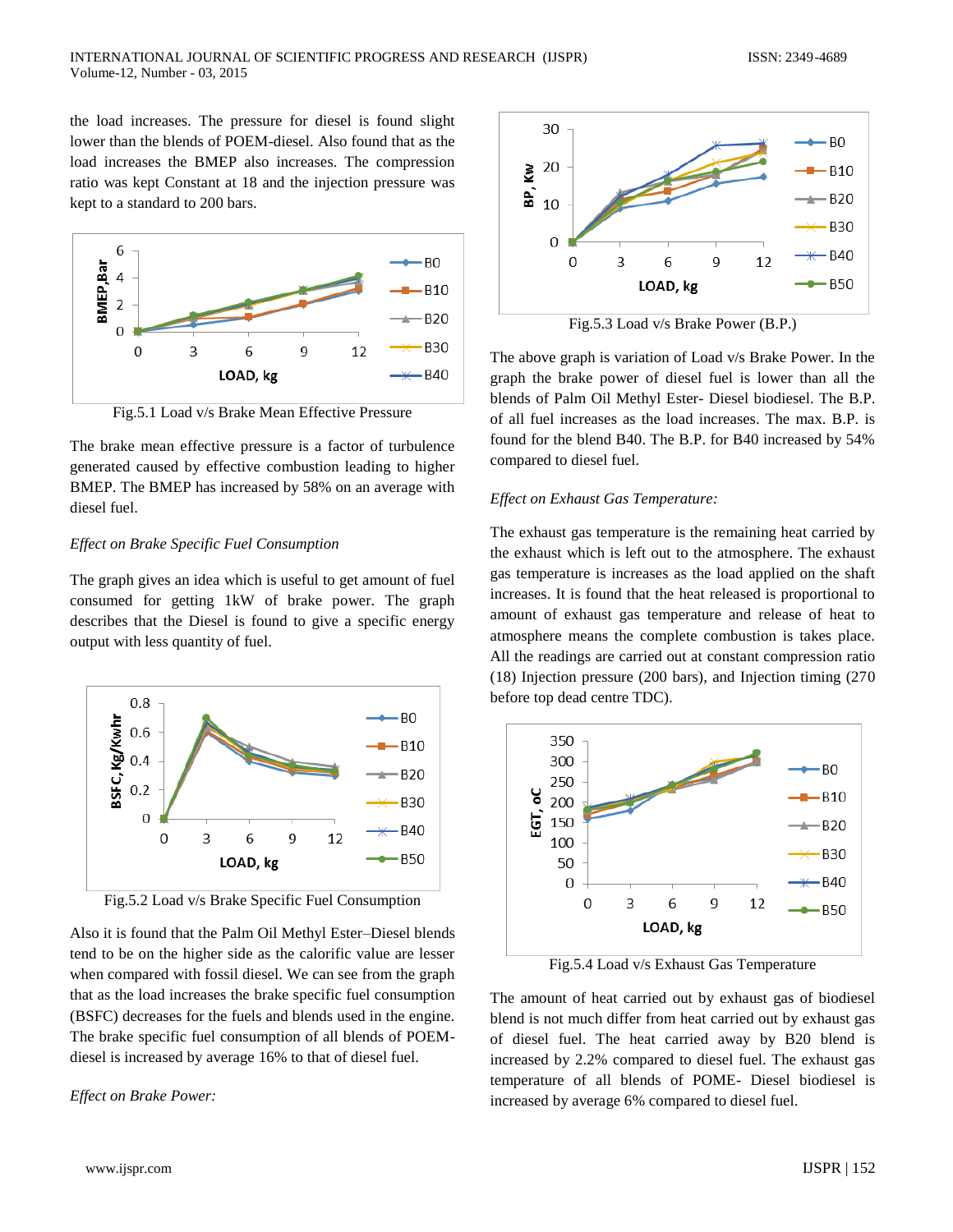the load increases. The pressure for diesel is found slight lower than the blends of POEM-diesel. Also found that as the load increases the BMEP also increases. The compression ratio was kept Constant at 18 and the injection pressure was kept to a standard to 200 bars.

Fig.5.1 Load v/s Brake Mean Effective Pressure

The brake mean effective pressure is a factor of turbulence generated caused by effective combustion leading to higher BMEP. The BMEP has increased by 58% on an average with diesel fuel.

*Effect on Brake Specific Fuel Consumption*

The graph gives an idea which is useful to get amount of fuel consumed for getting 1kW of brake power. The graph describes that the Diesel is found to give a specific energy output with less quantity of fuel.

Fig.5.2 Load v/s Brake Specific Fuel Consumption

Also it is found that the Palm Oil Methyl Ester–Diesel blends tend to be on the higher side as the calorific value are lesser when compared with fossil diesel. We can see from the graph that as the load increases the brake specific fuel consumption (BSFC) decreases for the fuels and blends used in the engine. The brake specific fuel consumption of all blends of POEM-diesel is increased by average 16% to that of diesel fuel.

*Effect on Brake Power:*

Fig.5.3 Load v/s Brake Power (B.P.)

The above graph is variation of Load v/s Brake Power. In the graph the brake power of diesel fuel is lower than all the blends of Palm Oil Methyl Ester- Diesel biodiesel. The B.P. of all fuel increases as the load increases. The max. B.P. is found for the blend B40. The B.P. for B40 increased by 54% compared to diesel fuel.

*Effect on Exhaust Gas Temperature:*

The exhaust gas temperature is the remaining heat carried by the exhaust which is left out to the atmosphere. The exhaust gas temperature is increases as the load applied on the shaft increases. It is found that the heat released is proportional to amount of exhaust gas temperature and release of heat to atmosphere means the complete combustion is takes place. All the readings are carried out at constant compression ratio (18) Injection pressure (200 bars), and Injection timing (270 before top dead centre TDC).

Fig.5.4 Load v/s Exhaust Gas Temperature

The amount of heat carried out by exhaust gas of biodiesel blend is not much differ from heat carried out by exhaust gas of diesel fuel. The heat carried away by B20 blend is increased by 2.2% compared to diesel fuel. The exhaust gas temperature of all blends of POME- Diesel biodiesel is increased by average 6% compared to diesel fuel.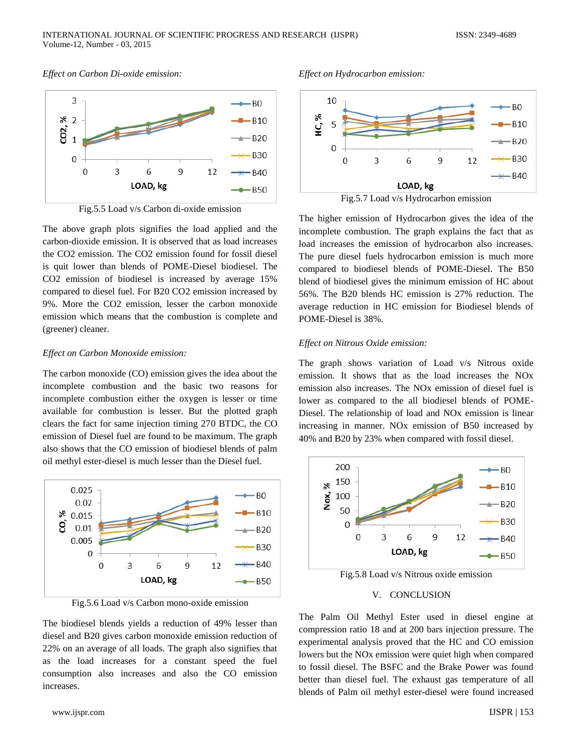*Effect on Carbon Di-oxide emission:*

Fig.5.5 Load v/s Carbon di-oxide emission

The above graph plots signifies the load applied and the carbon-dioxide emission. It is observed that as load increases the CO2 emission. The CO2 emission found for fossil diesel is quit lower than blends of POME-Diesel biodiesel. The CO2 emission of biodiesel is increased by average 15% compared to diesel fuel. For B20 CO2 emission increased by 9%. More the CO2 emission, lesser the carbon monoxide emission which means that the combustion is complete and (greener) cleaner.

*Effect on Carbon Monoxide emission:*

The carbon monoxide (CO) emission gives the idea about the incomplete combustion and the basic two reasons for incomplete combustion either the oxygen is lesser or time available for combustion is lesser. But the plotted graph clears the fact for same injection timing 270 BTDC, the CO emission of Diesel fuel are found to be maximum. The graph also shows that the CO emission of biodiesel blends of palm oil methyl ester-diesel is much lesser than the Diesel fuel.

Fig.5.6 Load v/s Carbon mono-oxide emission

The biodiesel blends yields a reduction of 49% lesser than diesel and B20 gives carbon monoxide emission reduction of 22% on an average of all loads. The graph also signifies that as the load increases for a constant speed the fuel consumption also increases and also the CO emission increases.

*Effect on Hydrocarbon emission:*

Fig.5.7 Load v/s Hydrocarbon emission

The higher emission of Hydrocarbon gives the idea of the incomplete combustion. The graph explains the fact that as load increases the emission of hydrocarbon also increases. The pure diesel fuels hydrocarbon emission is much more compared to biodiesel blends of POME-Diesel. The B50 blend of biodiesel gives the minimum emission of HC about 56%. The B20 blends HC emission is 27% reduction. The average reduction in HC emission for Biodiesel blends of POME-Diesel is 38%.

*Effect on Nitrous Oxide emission:*

The graph shows variation of Load v/s Nitrous oxide emission. It shows that as the load increases the NOx emission also increases. The NOx emission of diesel fuel is lower as compared to the all biodiesel blends of POME-Diesel. The relationship of load and NOx emission is linear increasing in manner. NOx emission of B50 increased by 40% and B20 by 23% when compared with fossil diesel.

Fig.5.8 Load v/s Nitrous oxide emission

## V. CONCLUSION

The Palm Oil Methyl Ester used in diesel engine at compression ratio 18 and at 200 bars injection pressure. The experimental analysis proved that the HC and CO emission lowers but the NOx emission were quiet high when compared to fossil diesel. The BSFC and the Brake Power was found better than diesel fuel. The exhaust gas temperature of all blends of Palm oil methyl ester-diesel were found increased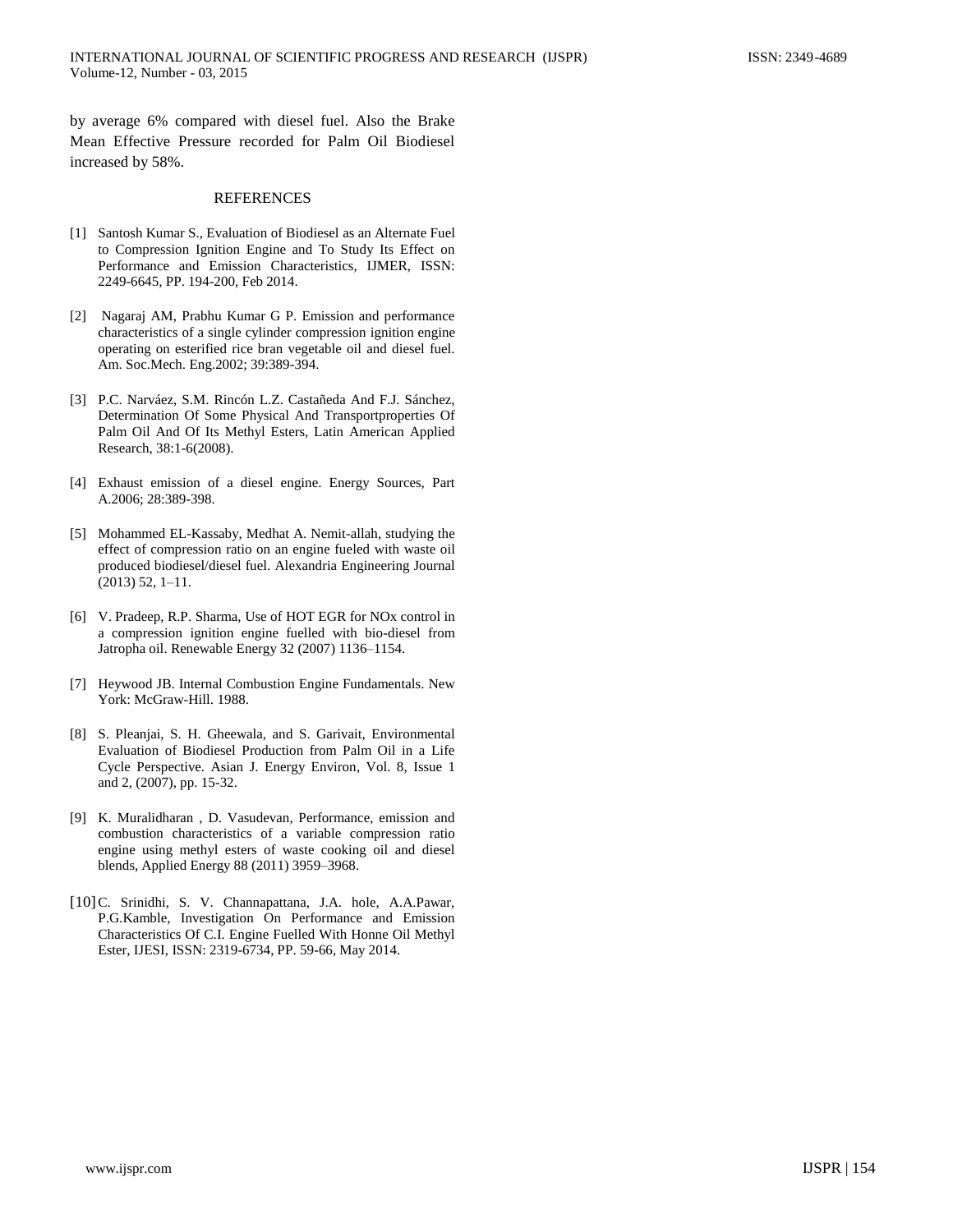by average 6% compared with diesel fuel. Also the Brake Mean Effective Pressure recorded for Palm Oil Biodiesel increased by 58%.

## REFERENCES

[1] Santosh Kumar S., Evaluation of Biodiesel as an Alternate Fuel to Compression Ignition Engine and To Study Its Effect on Performance and Emission Characteristics, IJMER, ISSN: 2249-6645, PP. 194-200, Feb 2014.

[2] Nagaraj AM, Prabhu Kumar G P. Emission and performance characteristics of a single cylinder compression ignition engine operating on esterified rice bran vegetable oil and diesel fuel. Am. Soc.Mech. Eng.2002; 39:389-394.

[3] P.C. Narváez, S.M. Rincón L.Z. Castañeda And F.J. Sánchez, Determination Of Some Physical And Transportproperties Of Palm Oil And Of Its Methyl Esters, Latin American Applied Research, 38:1-6(2008).

[4] Exhaust emission of a diesel engine. Energy Sources, Part A.2006; 28:389-398.

[5] Mohammed EL-Kassaby, Medhat A. Nemit-allah, studying the effect of compression ratio on an engine fueled with waste oil produced biodiesel/diesel fuel. Alexandria Engineering Journal (2013) 52, 1–11.

[6] V. Pradeep, R.P. Sharma, Use of HOT EGR for NOx control in a compression ignition engine fuelled with bio-diesel from Jatropha oil. Renewable Energy 32 (2007) 1136–1154.

[7] Heywood JB. Internal Combustion Engine Fundamentals. New York: McGraw-Hill. 1988.

[8] S. Pleanjai, S. H. Gheewala, and S. Garivait, Environmental Evaluation of Biodiesel Production from Palm Oil in a Life Cycle Perspective. Asian J. Energy Environ, Vol. 8, Issue 1 and 2, (2007), pp. 15-32.

[9] K. Muralidharan , D. Vasudevan, Performance, emission and combustion characteristics of a variable compression ratio engine using methyl esters of waste cooking oil and diesel blends, Applied Energy 88 (2011) 3959–3968.

[10] C. Srinidhi, S. V. Channapattana, J.A. hole, A.A.Pawar, P.G.Kamble, Investigation On Performance and Emission Characteristics Of C.I. Engine Fuelled With Honne Oil Methyl Ester, IJESI, ISSN: 2319-6734, PP. 59-66, May 2014.